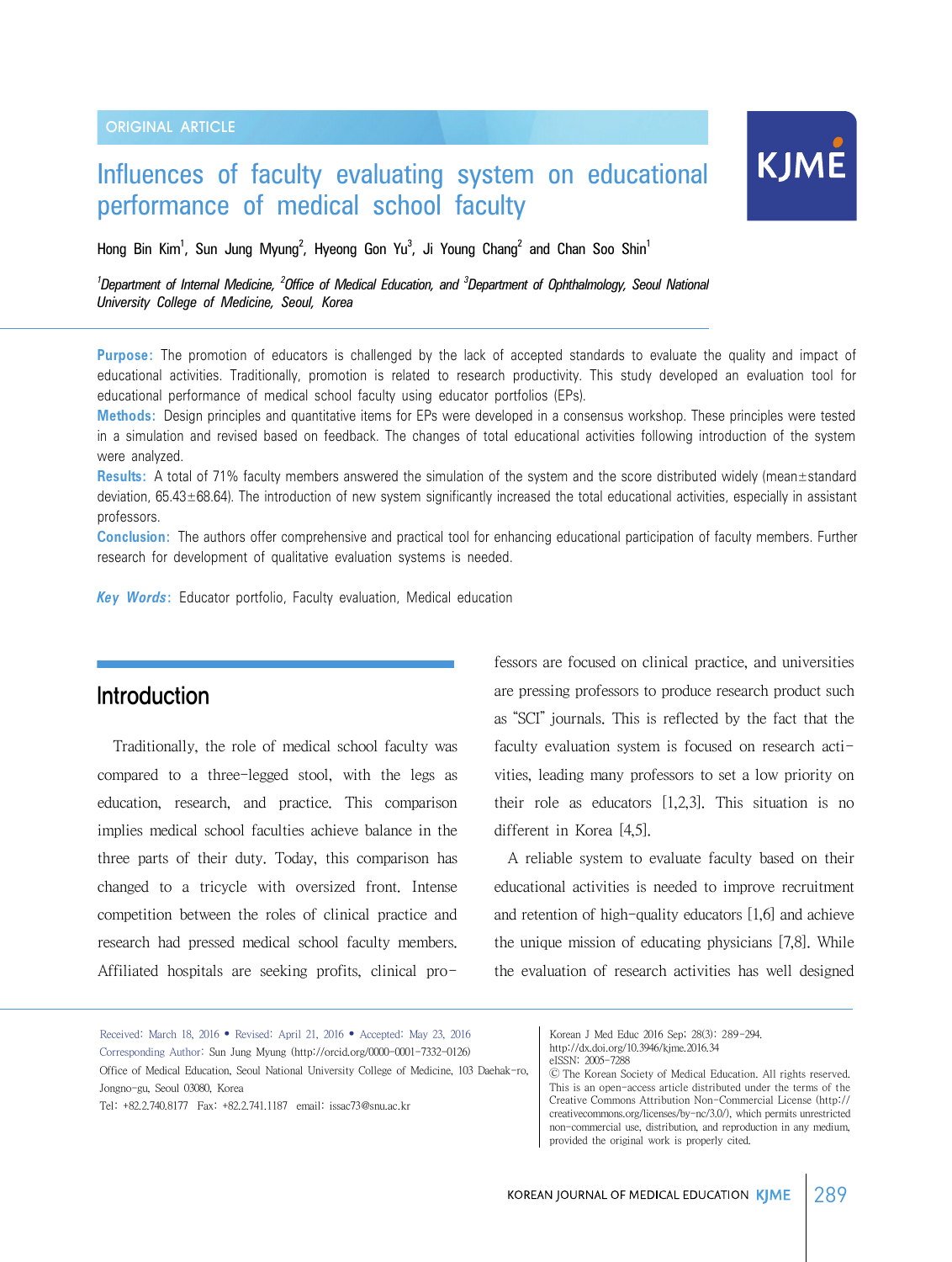ORIGINAL ARTICLE

# Influences of faculty evaluating system on educational performance of medical school faculty

Hong Bin Kim[1], Sun Jung Myung[2], Hyeong Gon Yu[3], Ji Young Chang[2] and Chan Soo Shin[1]

*[1]Department of Internal Medicine, [2]Office of Medical Education, and [3]Department of Ophthalmology, Seoul National University College of Medicine, Seoul, Korea*

**Purpose:** The promotion of educators is challenged by the lack of accepted standards to evaluate the quality and impact of educational activities. Traditionally, promotion is related to research productivity. This study developed an evaluation tool for educational performance of medical school faculty using educator portfolios (EPs).

**Methods:** Design principles and quantitative items for EPs were developed in a consensus workshop. These principles were tested in a simulation and revised based on feedback. The changes of total educational activities following introduction of the system were analyzed.

**Results:** A total of 71% faculty members answered the simulation of the system and the score distributed widely (mean±standard deviation, 65.43±68.64). The introduction of new system significantly increased the total educational activities, especially in assistant professors.

**Conclusion:** The authors offer comprehensive and practical tool for enhancing educational participation of faculty members. Further research for development of qualitative evaluation systems is needed.

***Key Words:*** Educator portfolio, Faculty evaluation, Medical education

## Introduction

Traditionally, the role of medical school faculty was compared to a three-legged stool, with the legs as education, research, and practice. This comparison implies medical school faculties achieve balance in the three parts of their duty. Today, this comparison has changed to a tricycle with oversized front. Intense competition between the roles of clinical practice and research had pressed medical school faculty members. Affiliated hospitals are seeking profits, clinical professors are focused on clinical practice, and universities are pressing professors to produce research product such as "SCI" journals. This is reflected by the fact that the faculty evaluation system is focused on research activities, leading many professors to set a low priority on their role as educators [1,2,3]. This situation is no different in Korea [4,5].

A reliable system to evaluate faculty based on their educational activities is needed to improve recruitment and retention of high-quality educators [1,6] and achieve the unique mission of educating physicians [7,8]. While the evaluation of research activities has well designed

Received: March 18, 2016 • Revised: April 21, 2016 • Accepted: May 23, 2016
Corresponding Author: Sun Jung Myung (http://orcid.org/0000-0001-7332-0126)
Office of Medical Education, Seoul National University College of Medicine, 103 Daehak-ro, Jongno-gu, Seoul 03080, Korea
Tel: +82.2.740.8177 Fax: +82.2.741.1187 email: issac73@snu.ac.kr

Korean J Med Educ 2016 Sep; 28(3): 289-294.
http://dx.doi.org/10.3946/kjme.2016.34
eISSN: 2005-7288
© The Korean Society of Medical Education. All rights reserved. This is an open-access article distributed under the terms of the Creative Commons Attribution Non-Commercial License (http://creativecommons.org/licenses/by-nc/3.0/), which permits unrestricted non-commercial use, distribution, and reproduction in any medium, provided the original work is properly cited.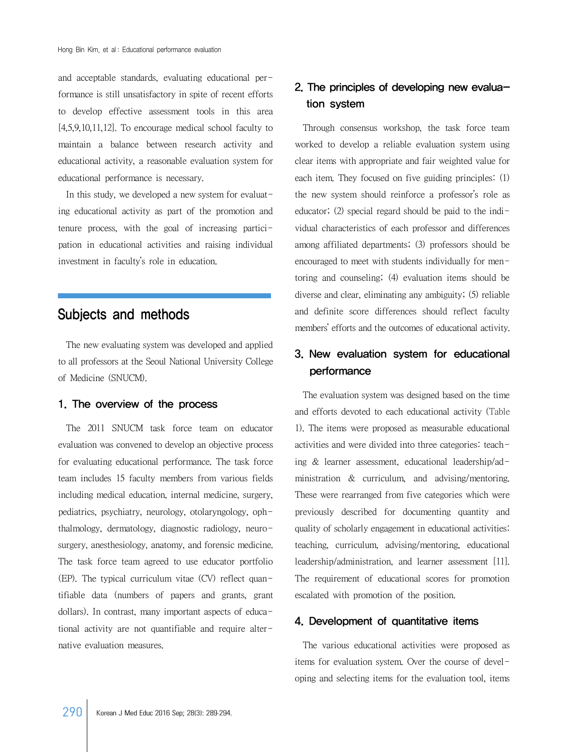and acceptable standards, evaluating educational performance is still unsatisfactory in spite of recent efforts to develop effective assessment tools in this area [4,5,9,10,11,12]. To encourage medical school faculty to maintain a balance between research activity and educational activity, a reasonable evaluation system for educational performance is necessary.

In this study, we developed a new system for evaluating educational activity as part of the promotion and tenure process, with the goal of increasing participation in educational activities and raising individual investment in faculty's role in education.

# Subjects and methods

The new evaluating system was developed and applied to all professors at the Seoul National University College of Medicine (SNUCM).

## 1. The overview of the process

The 2011 SNUCM task force team on educator evaluation was convened to develop an objective process for evaluating educational performance. The task force team includes 15 faculty members from various fields including medical education, internal medicine, surgery, pediatrics, psychiatry, neurology, otolaryngology, ophthalmology, dermatology, diagnostic radiology, neurosurgery, anesthesiology, anatomy, and forensic medicine. The task force team agreed to use educator portfolio (EP). The typical curriculum vitae (CV) reflect quantifiable data (numbers of papers and grants, grant dollars). In contrast, many important aspects of educational activity are not quantifiable and require alternative evaluation measures.

## 2. The principles of developing new evaluation system

Through consensus workshop, the task force team worked to develop a reliable evaluation system using clear items with appropriate and fair weighted value for each item. They focused on five guiding principles: (1) the new system should reinforce a professor's role as educator; (2) special regard should be paid to the individual characteristics of each professor and differences among affiliated departments; (3) professors should be encouraged to meet with students individually for mentoring and counseling; (4) evaluation items should be diverse and clear, eliminating any ambiguity; (5) reliable and definite score differences should reflect faculty members' efforts and the outcomes of educational activity.

## 3. New evaluation system for educational performance

The evaluation system was designed based on the time and efforts devoted to each educational activity (Table 1). The items were proposed as measurable educational activities and were divided into three categories: teaching & learner assessment, educational leadership/administration & curriculum, and advising/mentoring. These were rearranged from five categories which were previously described for documenting quantity and quality of scholarly engagement in educational activities: teaching, curriculum, advising/mentoring, educational leadership/administration, and learner assessment [11]. The requirement of educational scores for promotion escalated with promotion of the position.

## 4. Development of quantitative items

The various educational activities were proposed as items for evaluation system. Over the course of developing and selecting items for the evaluation tool, items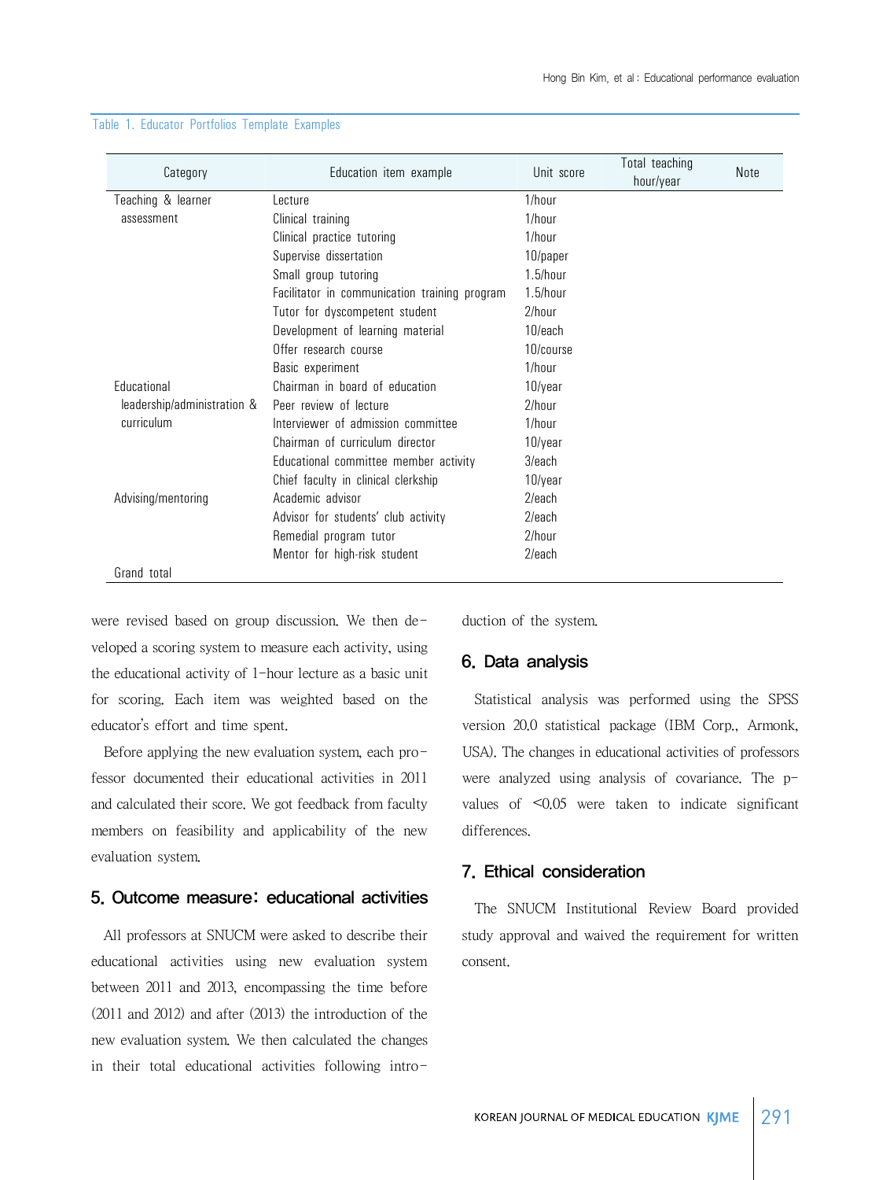Table 1. Educator Portfolios Template Examples

| Category | Education item example | Unit score | Total teaching hour/year | Note |
|---|---|---|---|---|
| Teaching & learner assessment | Lecture | 1/hour | | |
| | Clinical training | 1/hour | | |
| | Clinical practice tutoring | 1/hour | | |
| | Supervise dissertation | 10/paper | | |
| | Small group tutoring | 1.5/hour | | |
| | Facilitator in communication training program | 1.5/hour | | |
| | Tutor for dyscompetent student | 2/hour | | |
| | Development of learning material | 10/each | | |
| | Offer research course | 10/course | | |
| | Basic experiment | 1/hour | | |
| Educational leadership/administration & curriculum | Chairman in board of education | 10/year | | |
| | Peer review of lecture | 2/hour | | |
| | Interviewer of admission committee | 1/hour | | |
| | Chairman of curriculum director | 10/year | | |
| | Educational committee member activity | 3/each | | |
| | Chief faculty in clinical clerkship | 10/year | | |
| Advising/mentoring | Academic advisor | 2/each | | |
| | Advisor for students' club activity | 2/each | | |
| | Remedial program tutor | 2/hour | | |
| | Mentor for high-risk student | 2/each | | |
| Grand total | | | | |

were revised based on group discussion. We then developed a scoring system to measure each activity, using the educational activity of 1-hour lecture as a basic unit for scoring. Each item was weighted based on the educator's effort and time spent.

Before applying the new evaluation system, each professor documented their educational activities in 2011 and calculated their score. We got feedback from faculty members on feasibility and applicability of the new evaluation system.

## 5. Outcome measure: educational activities

All professors at SNUCM were asked to describe their educational activities using new evaluation system between 2011 and 2013, encompassing the time before (2011 and 2012) and after (2013) the introduction of the new evaluation system. We then calculated the changes in their total educational activities following introduction of the system.

## 6. Data analysis

Statistical analysis was performed using the SPSS version 20.0 statistical package (IBM Corp., Armonk, USA). The changes in educational activities of professors were analyzed using analysis of covariance. The p-values of <0.05 were taken to indicate significant differences.

## 7. Ethical consideration

The SNUCM Institutional Review Board provided study approval and waived the requirement for written consent.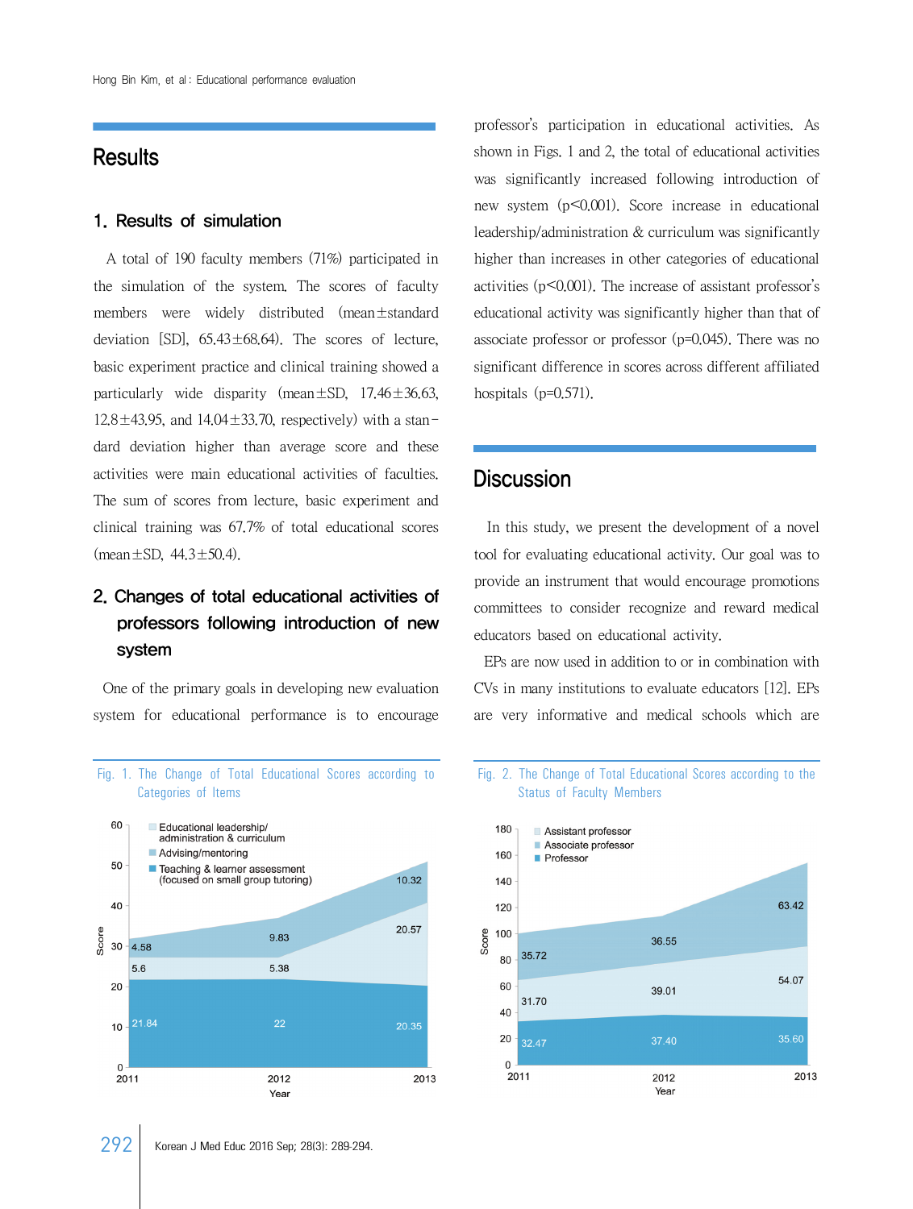## Results

### 1. Results of simulation

A total of 190 faculty members (71%) participated in the simulation of the system. The scores of faculty members were widely distributed (mean±standard deviation [SD], 65.43±68.64). The scores of lecture, basic experiment practice and clinical training showed a particularly wide disparity (mean±SD, 17.46±36.63, 12.8±43.95, and 14.04±33.70, respectively) with a standard deviation higher than average score and these activities were main educational activities of faculties. The sum of scores from lecture, basic experiment and clinical training was 67.7% of total educational scores (mean±SD, 44.3±50.4).

### 2. Changes of total educational activities of professors following introduction of new system

One of the primary goals in developing new evaluation system for educational performance is to encourage professor's participation in educational activities. As shown in Figs. 1 and 2, the total of educational activities was significantly increased following introduction of new system ($p<0.001$). Score increase in educational leadership/administration & curriculum was significantly higher than increases in other categories of educational activities ($p<0.001$). The increase of assistant professor's educational activity was significantly higher than that of associate professor or professor ($p=0.045$). There was no significant difference in scores across different affiliated hospitals ($p=0.571$).

## Discussion

In this study, we present the development of a novel tool for evaluating educational activity. Our goal was to provide an instrument that would encourage promotions committees to consider recognize and reward medical educators based on educational activity.

EPs are now used in addition to or in combination with CVs in many institutions to evaluate educators [12]. EPs are very informative and medical schools which are

Fig. 1. The Change of Total Educational Scores according to Categories of Items

| Year | Teaching & learner assessment (focused on small group tutoring) | Advising/mentoring | Educational leadership/administration & curriculum |
|---|---|---|---|
| 2011 | 21.84 | 5.6 | 4.58 |
| 2012 | 22 | 5.38 | 9.83 |
| 2013 | 20.35 | 20.57 | 10.32 |

Fig. 2. The Change of Total Educational Scores according to the Status of Faculty Members

| Year | Professor | Associate professor | Assistant professor |
|---|---|---|---|
| 2011 | 32.47 | 31.70 | 35.72 |
| 2012 | 37.40 | 39.01 | 36.55 |
| 2013 | 35.60 | 54.07 | 63.42 |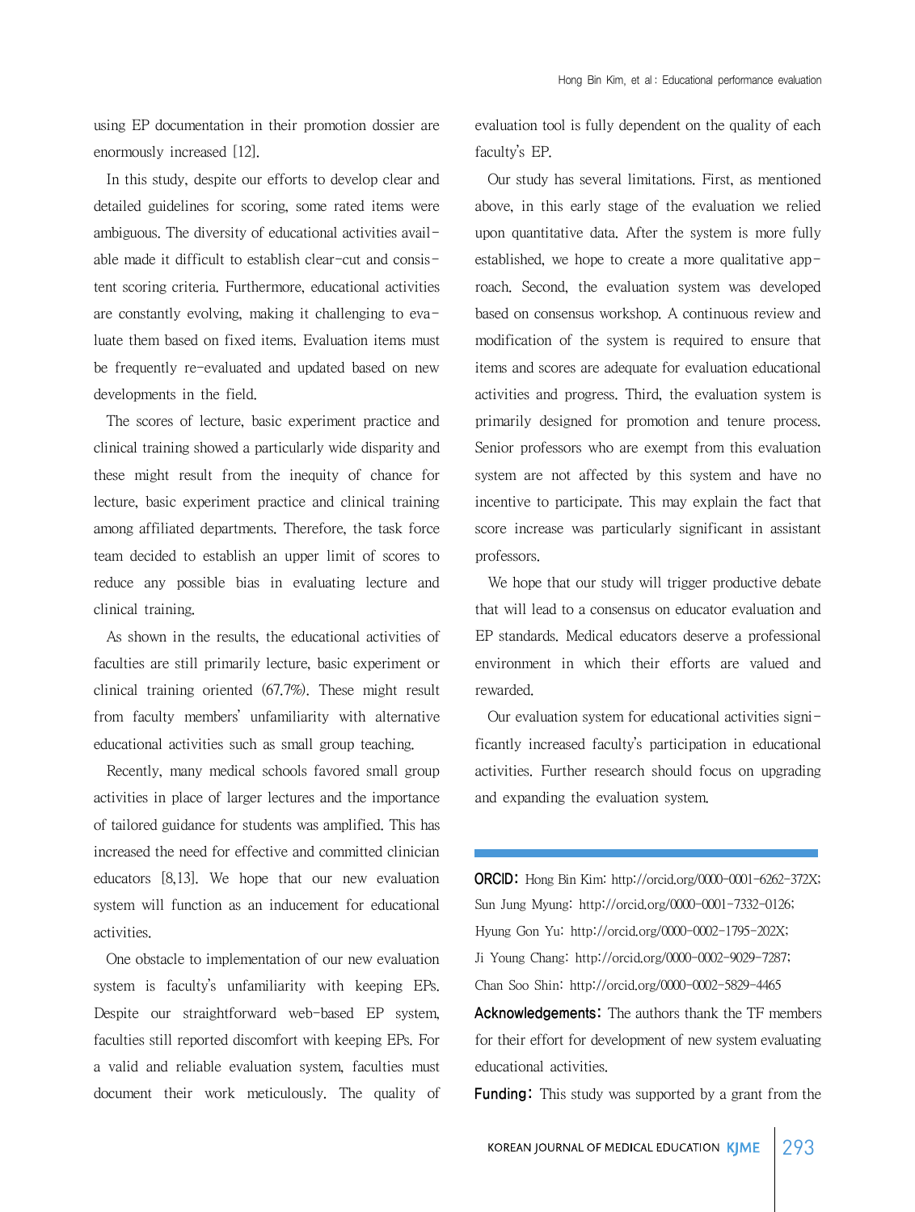using EP documentation in their promotion dossier are enormously increased [12].

In this study, despite our efforts to develop clear and detailed guidelines for scoring, some rated items were ambiguous. The diversity of educational activities available made it difficult to establish clear-cut and consistent scoring criteria. Furthermore, educational activities are constantly evolving, making it challenging to evaluate them based on fixed items. Evaluation items must be frequently re-evaluated and updated based on new developments in the field.

The scores of lecture, basic experiment practice and clinical training showed a particularly wide disparity and these might result from the inequity of chance for lecture, basic experiment practice and clinical training among affiliated departments. Therefore, the task force team decided to establish an upper limit of scores to reduce any possible bias in evaluating lecture and clinical training.

As shown in the results, the educational activities of faculties are still primarily lecture, basic experiment or clinical training oriented (67.7%). These might result from faculty members' unfamiliarity with alternative educational activities such as small group teaching.

Recently, many medical schools favored small group activities in place of larger lectures and the importance of tailored guidance for students was amplified. This has increased the need for effective and committed clinician educators [8,13]. We hope that our new evaluation system will function as an inducement for educational activities.

One obstacle to implementation of our new evaluation system is faculty's unfamiliarity with keeping EPs. Despite our straightforward web-based EP system, faculties still reported discomfort with keeping EPs. For a valid and reliable evaluation system, faculties must document their work meticulously. The quality of evaluation tool is fully dependent on the quality of each faculty's EP.

Our study has several limitations. First, as mentioned above, in this early stage of the evaluation we relied upon quantitative data. After the system is more fully established, we hope to create a more qualitative approach. Second, the evaluation system was developed based on consensus workshop. A continuous review and modification of the system is required to ensure that items and scores are adequate for evaluation educational activities and progress. Third, the evaluation system is primarily designed for promotion and tenure process. Senior professors who are exempt from this evaluation system are not affected by this system and have no incentive to participate. This may explain the fact that score increase was particularly significant in assistant professors.

We hope that our study will trigger productive debate that will lead to a consensus on educator evaluation and EP standards. Medical educators deserve a professional environment in which their efforts are valued and rewarded.

Our evaluation system for educational activities significantly increased faculty's participation in educational activities. Further research should focus on upgrading and expanding the evaluation system.

---

**ORCID:** Hong Bin Kim: http://orcid.org/0000-0001-6262-372X; Sun Jung Myung: http://orcid.org/0000-0001-7332-0126; Hyung Gon Yu: http://orcid.org/0000-0002-1795-202X; Ji Young Chang: http://orcid.org/0000-0002-9029-7287; Chan Soo Shin: http://orcid.org/0000-0002-5829-4465

**Acknowledgements:** The authors thank the TF members for their effort for development of new system evaluating educational activities.

**Funding:** This study was supported by a grant from the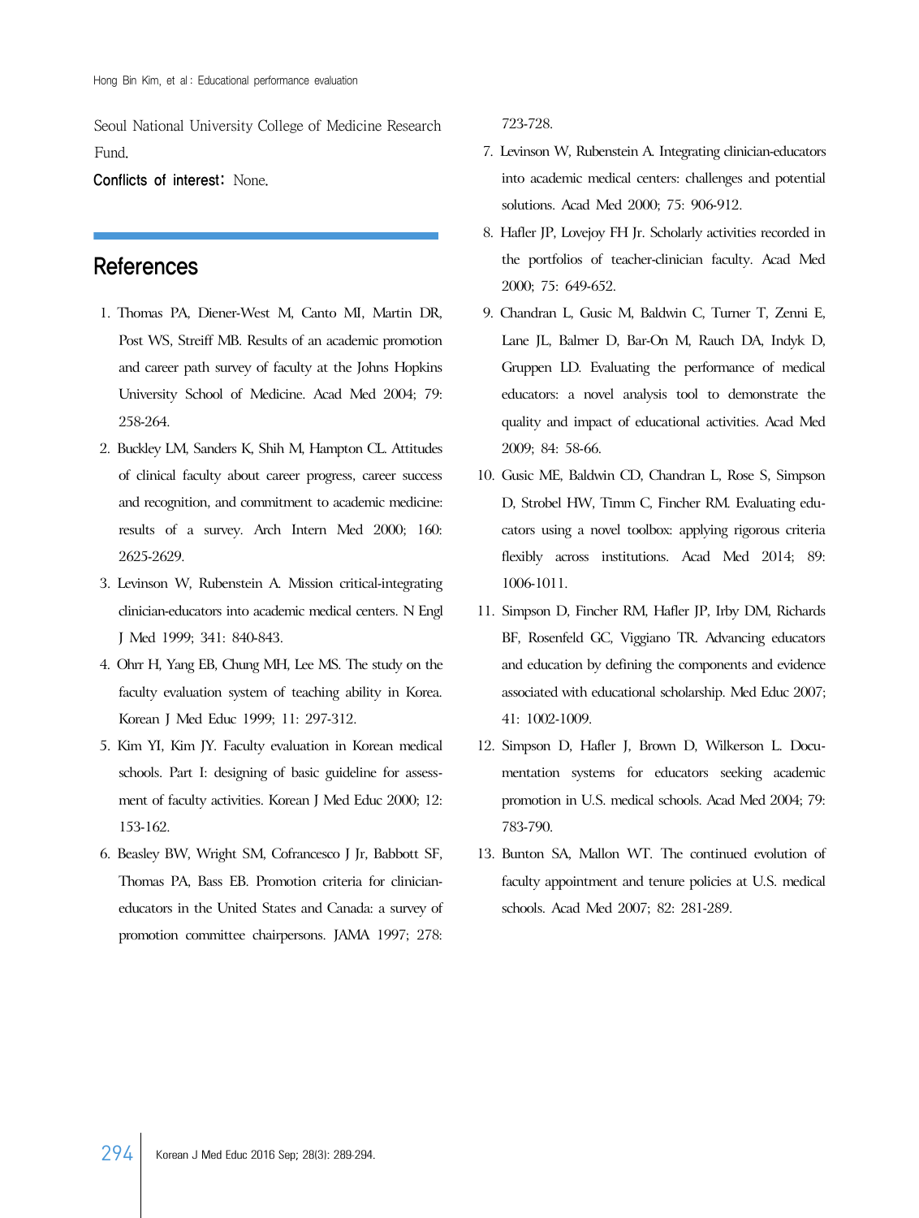Seoul National University College of Medicine Research Fund.

**Conflicts of interest:** None.

## References

1. Thomas PA, Diener-West M, Canto MI, Martin DR, Post WS, Streiff MB. Results of an academic promotion and career path survey of faculty at the Johns Hopkins University School of Medicine. Acad Med 2004; 79: 258-264.
2. Buckley LM, Sanders K, Shih M, Hampton CL. Attitudes of clinical faculty about career progress, career success and recognition, and commitment to academic medicine: results of a survey. Arch Intern Med 2000; 160: 2625-2629.
3. Levinson W, Rubenstein A. Mission critical-integrating clinician-educators into academic medical centers. N Engl J Med 1999; 341: 840-843.
4. Ohrr H, Yang EB, Chung MH, Lee MS. The study on the faculty evaluation system of teaching ability in Korea. Korean J Med Educ 1999; 11: 297-312.
5. Kim YI, Kim JY. Faculty evaluation in Korean medical schools. Part I: designing of basic guideline for assessment of faculty activities. Korean J Med Educ 2000; 12: 153-162.
6. Beasley BW, Wright SM, Cofrancesco J Jr, Babbott SF, Thomas PA, Bass EB. Promotion criteria for clinician-educators in the United States and Canada: a survey of promotion committee chairpersons. JAMA 1997; 278: 723-728.
7. Levinson W, Rubenstein A. Integrating clinician-educators into academic medical centers: challenges and potential solutions. Acad Med 2000; 75: 906-912.
8. Hafler JP, Lovejoy FH Jr. Scholarly activities recorded in the portfolios of teacher-clinician faculty. Acad Med 2000; 75: 649-652.
9. Chandran L, Gusic M, Baldwin C, Turner T, Zenni E, Lane JL, Balmer D, Bar-On M, Rauch DA, Indyk D, Gruppen LD. Evaluating the performance of medical educators: a novel analysis tool to demonstrate the quality and impact of educational activities. Acad Med 2009; 84: 58-66.
10. Gusic ME, Baldwin CD, Chandran L, Rose S, Simpson D, Strobel HW, Timm C, Fincher RM. Evaluating educators using a novel toolbox: applying rigorous criteria flexibly across institutions. Acad Med 2014; 89: 1006-1011.
11. Simpson D, Fincher RM, Hafler JP, Irby DM, Richards BF, Rosenfeld GC, Viggiano TR. Advancing educators and education by defining the components and evidence associated with educational scholarship. Med Educ 2007; 41: 1002-1009.
12. Simpson D, Hafler J, Brown D, Wilkerson L. Documentation systems for educators seeking academic promotion in U.S. medical schools. Acad Med 2004; 79: 783-790.
13. Bunton SA, Mallon WT. The continued evolution of faculty appointment and tenure policies at U.S. medical schools. Acad Med 2007; 82: 281-289.